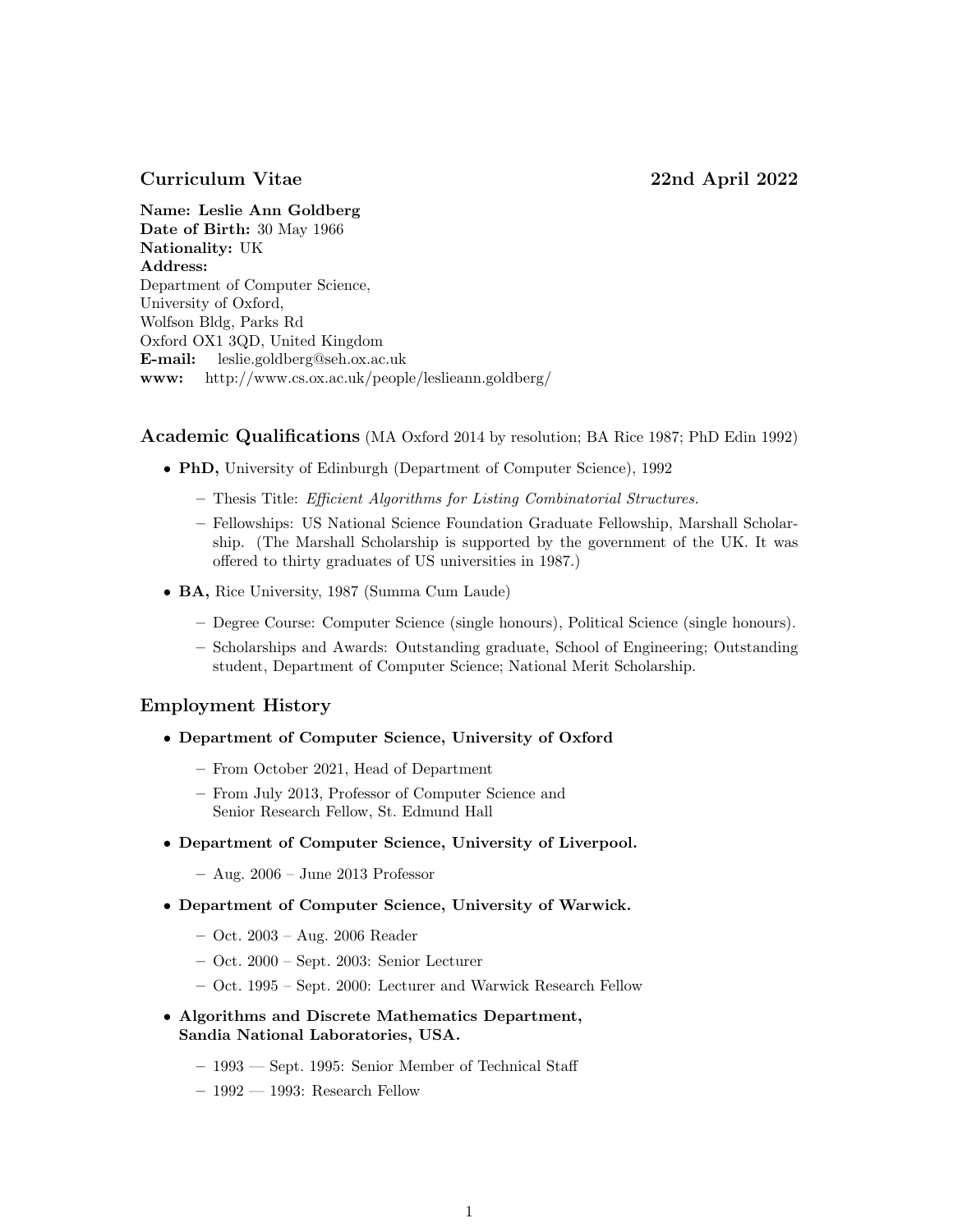**Curriculum Vitae** **22nd April 2022**

**Name: Leslie Ann Goldberg**
**Date of Birth:** 30 May 1966
**Nationality:** UK
**Address:**
Department of Computer Science,
University of Oxford,
Wolfson Bldg, Parks Rd
Oxford OX1 3QD, United Kingdom
**E-mail:** leslie.goldberg@seh.ox.ac.uk
**www:** http://www.cs.ox.ac.uk/people/leslieann.goldberg/

## Academic Qualifications (MA Oxford 2014 by resolution; BA Rice 1987; PhD Edin 1992)

- **PhD,** University of Edinburgh (Department of Computer Science), 1992
  - Thesis Title: *Efficient Algorithms for Listing Combinatorial Structures.*
  - Fellowships: US National Science Foundation Graduate Fellowship, Marshall Scholarship. (The Marshall Scholarship is supported by the government of the UK. It was offered to thirty graduates of US universities in 1987.)
- **BA,** Rice University, 1987 (Summa Cum Laude)
  - Degree Course: Computer Science (single honours), Political Science (single honours).
  - Scholarships and Awards: Outstanding graduate, School of Engineering; Outstanding student, Department of Computer Science; National Merit Scholarship.

## Employment History

- **Department of Computer Science, University of Oxford**
  - From October 2021, Head of Department
  - From July 2013, Professor of Computer Science and Senior Research Fellow, St. Edmund Hall
- **Department of Computer Science, University of Liverpool.**
  - Aug. 2006 – June 2013 Professor
- **Department of Computer Science, University of Warwick.**
  - Oct. 2003 – Aug. 2006 Reader
  - Oct. 2000 – Sept. 2003: Senior Lecturer
  - Oct. 1995 – Sept. 2000: Lecturer and Warwick Research Fellow
- **Algorithms and Discrete Mathematics Department, Sandia National Laboratories, USA.**
  - 1993 — Sept. 1995: Senior Member of Technical Staff
  - 1992 — 1993: Research Fellow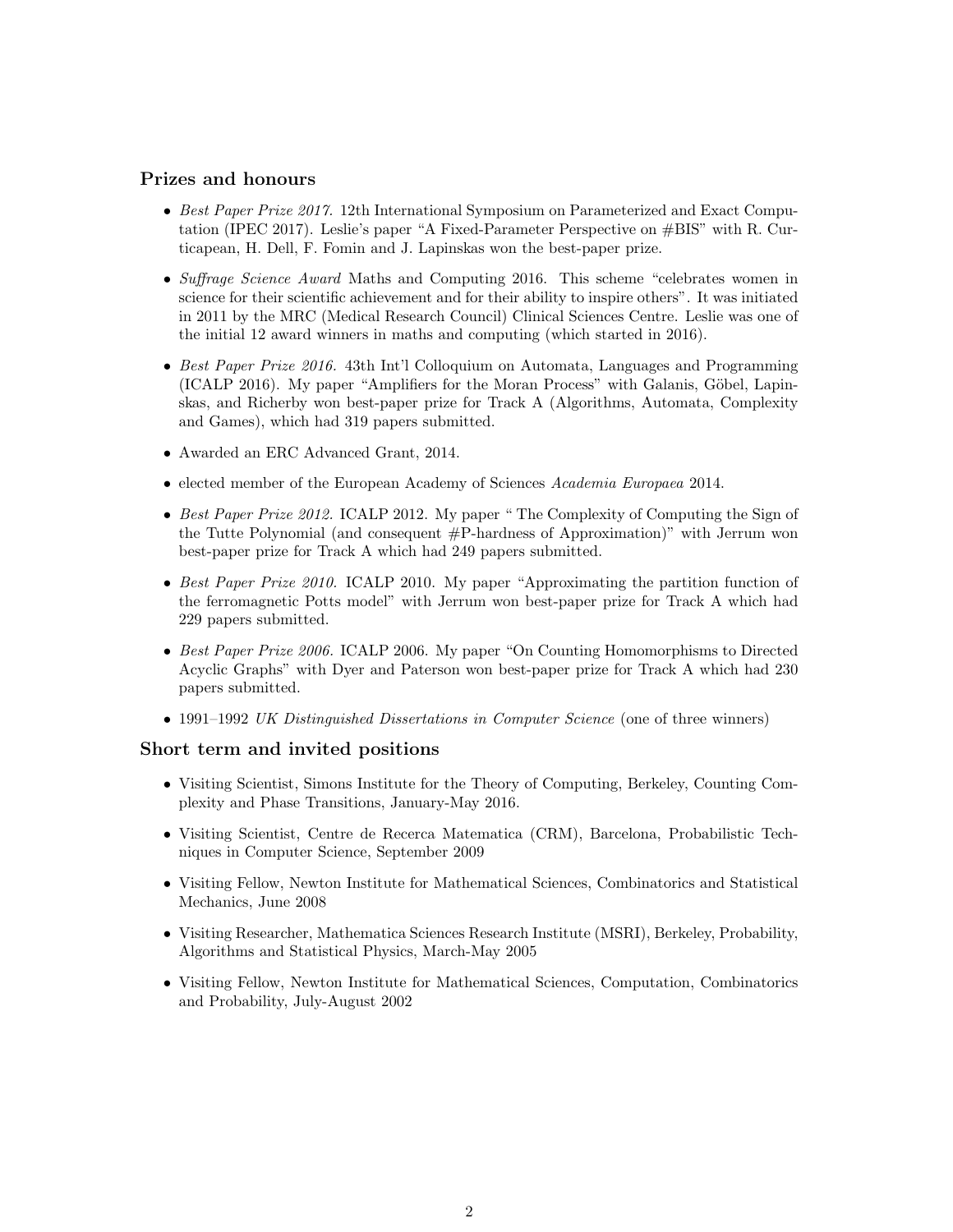## Prizes and honours

- *Best Paper Prize 2017.* 12th International Symposium on Parameterized and Exact Computation (IPEC 2017). Leslie's paper "A Fixed-Parameter Perspective on #BIS" with R. Curticapean, H. Dell, F. Fomin and J. Lapinskas won the best-paper prize.
- *Suffrage Science Award* Maths and Computing 2016. This scheme "celebrates women in science for their scientific achievement and for their ability to inspire others". It was initiated in 2011 by the MRC (Medical Research Council) Clinical Sciences Centre. Leslie was one of the initial 12 award winners in maths and computing (which started in 2016).
- *Best Paper Prize 2016.* 43th Int'l Colloquium on Automata, Languages and Programming (ICALP 2016). My paper "Amplifiers for the Moran Process" with Galanis, Göbel, Lapinskas, and Richerby won best-paper prize for Track A (Algorithms, Automata, Complexity and Games), which had 319 papers submitted.
- Awarded an ERC Advanced Grant, 2014.
- elected member of the European Academy of Sciences *Academia Europaea* 2014.
- *Best Paper Prize 2012.* ICALP 2012. My paper " The Complexity of Computing the Sign of the Tutte Polynomial (and consequent #P-hardness of Approximation)" with Jerrum won best-paper prize for Track A which had 249 papers submitted.
- *Best Paper Prize 2010.* ICALP 2010. My paper "Approximating the partition function of the ferromagnetic Potts model" with Jerrum won best-paper prize for Track A which had 229 papers submitted.
- *Best Paper Prize 2006.* ICALP 2006. My paper "On Counting Homomorphisms to Directed Acyclic Graphs" with Dyer and Paterson won best-paper prize for Track A which had 230 papers submitted.
- 1991–1992 *UK Distinguished Dissertations in Computer Science* (one of three winners)

## Short term and invited positions

- Visiting Scientist, Simons Institute for the Theory of Computing, Berkeley, Counting Complexity and Phase Transitions, January-May 2016.
- Visiting Scientist, Centre de Recerca Matematica (CRM), Barcelona, Probabilistic Techniques in Computer Science, September 2009
- Visiting Fellow, Newton Institute for Mathematical Sciences, Combinatorics and Statistical Mechanics, June 2008
- Visiting Researcher, Mathematica Sciences Research Institute (MSRI), Berkeley, Probability, Algorithms and Statistical Physics, March-May 2005
- Visiting Fellow, Newton Institute for Mathematical Sciences, Computation, Combinatorics and Probability, July-August 2002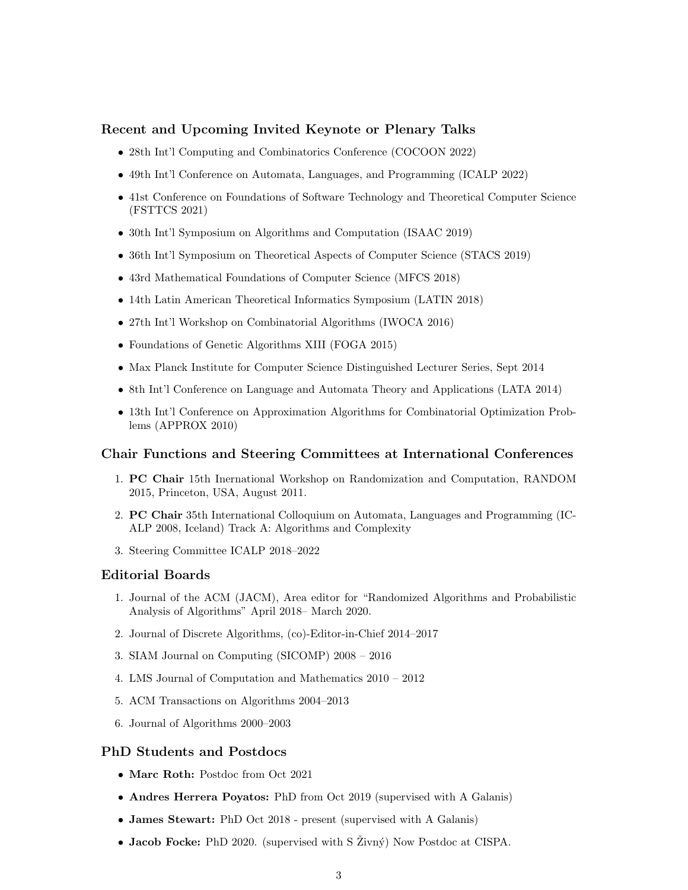### Recent and Upcoming Invited Keynote or Plenary Talks

- 28th Int'l Computing and Combinatorics Conference (COCOON 2022)
- 49th Int'l Conference on Automata, Languages, and Programming (ICALP 2022)
- 41st Conference on Foundations of Software Technology and Theoretical Computer Science (FSTTCS 2021)
- 30th Int'l Symposium on Algorithms and Computation (ISAAC 2019)
- 36th Int'l Symposium on Theoretical Aspects of Computer Science (STACS 2019)
- 43rd Mathematical Foundations of Computer Science (MFCS 2018)
- 14th Latin American Theoretical Informatics Symposium (LATIN 2018)
- 27th Int'l Workshop on Combinatorial Algorithms (IWOCA 2016)
- Foundations of Genetic Algorithms XIII (FOGA 2015)
- Max Planck Institute for Computer Science Distinguished Lecturer Series, Sept 2014
- 8th Int'l Conference on Language and Automata Theory and Applications (LATA 2014)
- 13th Int'l Conference on Approximation Algorithms for Combinatorial Optimization Problems (APPROX 2010)

### Chair Functions and Steering Committees at International Conferences

1. **PC Chair** 15th Inernational Workshop on Randomization and Computation, RANDOM 2015, Princeton, USA, August 2011.
2. **PC Chair** 35th International Colloquium on Automata, Languages and Programming (ICALP 2008, Iceland) Track A: Algorithms and Complexity
3. Steering Committee ICALP 2018–2022

### Editorial Boards

1. Journal of the ACM (JACM), Area editor for "Randomized Algorithms and Probabilistic Analysis of Algorithms" April 2018– March 2020.
2. Journal of Discrete Algorithms, (co)-Editor-in-Chief 2014–2017
3. SIAM Journal on Computing (SICOMP) 2008 – 2016
4. LMS Journal of Computation and Mathematics 2010 – 2012
5. ACM Transactions on Algorithms 2004–2013
6. Journal of Algorithms 2000–2003

### PhD Students and Postdocs

- **Marc Roth:** Postdoc from Oct 2021
- **Andres Herrera Poyatos:** PhD from Oct 2019 (supervised with A Galanis)
- **James Stewart:** PhD Oct 2018 - present (supervised with A Galanis)
- **Jacob Focke:** PhD 2020. (supervised with S Živný) Now Postdoc at CISPA.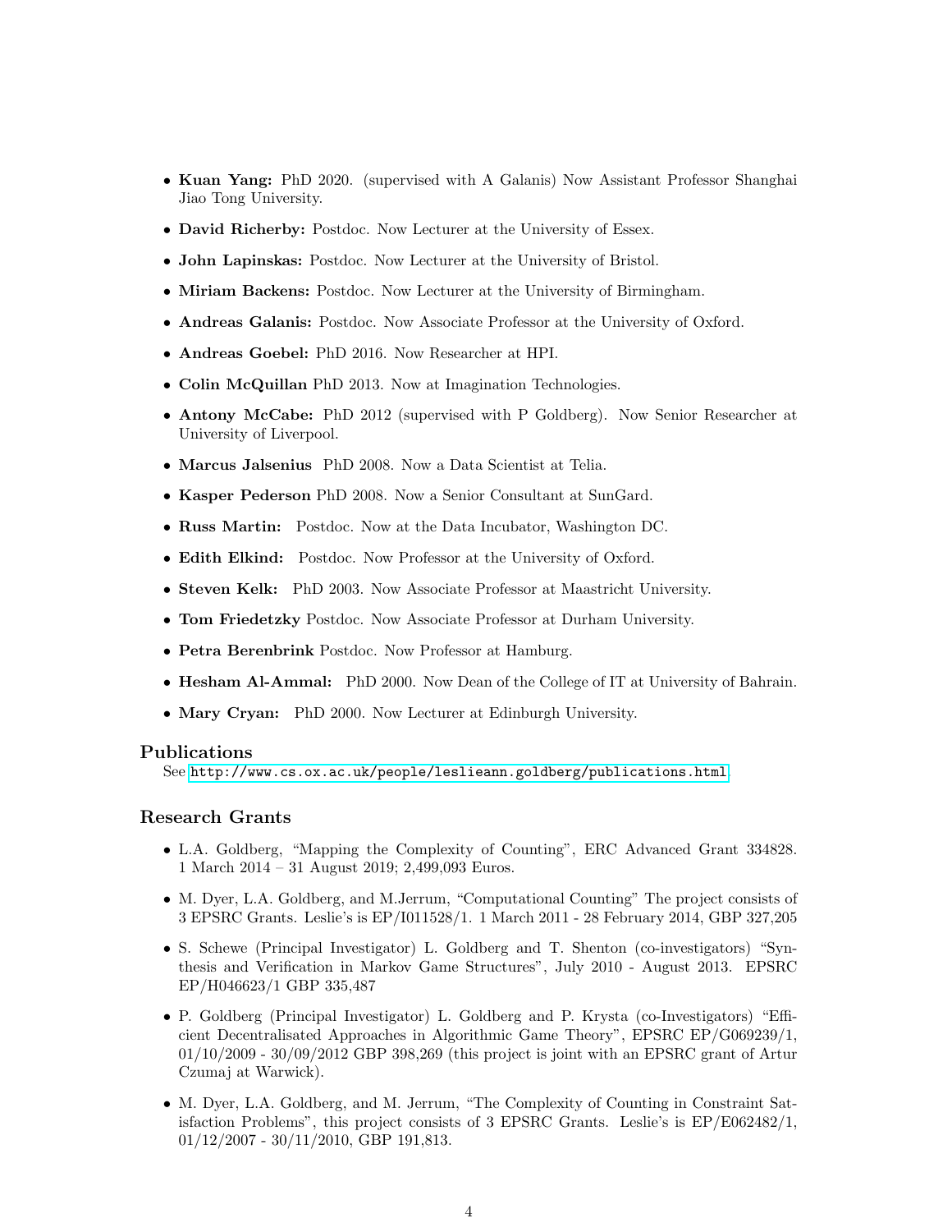- **Kuan Yang:** PhD 2020. (supervised with A Galanis) Now Assistant Professor Shanghai Jiao Tong University.
- **David Richerby:** Postdoc. Now Lecturer at the University of Essex.
- **John Lapinskas:** Postdoc. Now Lecturer at the University of Bristol.
- **Miriam Backens:** Postdoc. Now Lecturer at the University of Birmingham.
- **Andreas Galanis:** Postdoc. Now Associate Professor at the University of Oxford.
- **Andreas Goebel:** PhD 2016. Now Researcher at HPI.
- **Colin McQuillan** PhD 2013. Now at Imagination Technologies.
- **Antony McCabe:** PhD 2012 (supervised with P Goldberg). Now Senior Researcher at University of Liverpool.
- **Marcus Jalsenius** PhD 2008. Now a Data Scientist at Telia.
- **Kasper Pederson** PhD 2008. Now a Senior Consultant at SunGard.
- **Russ Martin:** Postdoc. Now at the Data Incubator, Washington DC.
- **Edith Elkind:** Postdoc. Now Professor at the University of Oxford.
- **Steven Kelk:** PhD 2003. Now Associate Professor at Maastricht University.
- **Tom Friedetzky** Postdoc. Now Associate Professor at Durham University.
- **Petra Berenbrink** Postdoc. Now Professor at Hamburg.
- **Hesham Al-Ammal:** PhD 2000. Now Dean of the College of IT at University of Bahrain.
- **Mary Cryan:** PhD 2000. Now Lecturer at Edinburgh University.

## Publications

See http://www.cs.ox.ac.uk/people/leslieann.goldberg/publications.html

## Research Grants

- L.A. Goldberg, "Mapping the Complexity of Counting", ERC Advanced Grant 334828. 1 March 2014 – 31 August 2019; 2,499,093 Euros.
- M. Dyer, L.A. Goldberg, and M.Jerrum, "Computational Counting" The project consists of 3 EPSRC Grants. Leslie's is EP/I011528/1. 1 March 2011 - 28 February 2014, GBP 327,205
- S. Schewe (Principal Investigator) L. Goldberg and T. Shenton (co-investigators) "Synthesis and Verification in Markov Game Structures", July 2010 - August 2013. EPSRC EP/H046623/1 GBP 335,487
- P. Goldberg (Principal Investigator) L. Goldberg and P. Krysta (co-Investigators) "Efficient Decentralisated Approaches in Algorithmic Game Theory", EPSRC EP/G069239/1, 01/10/2009 - 30/09/2012 GBP 398,269 (this project is joint with an EPSRC grant of Artur Czumaj at Warwick).
- M. Dyer, L.A. Goldberg, and M. Jerrum, "The Complexity of Counting in Constraint Satisfaction Problems", this project consists of 3 EPSRC Grants. Leslie's is EP/E062482/1, 01/12/2007 - 30/11/2010, GBP 191,813.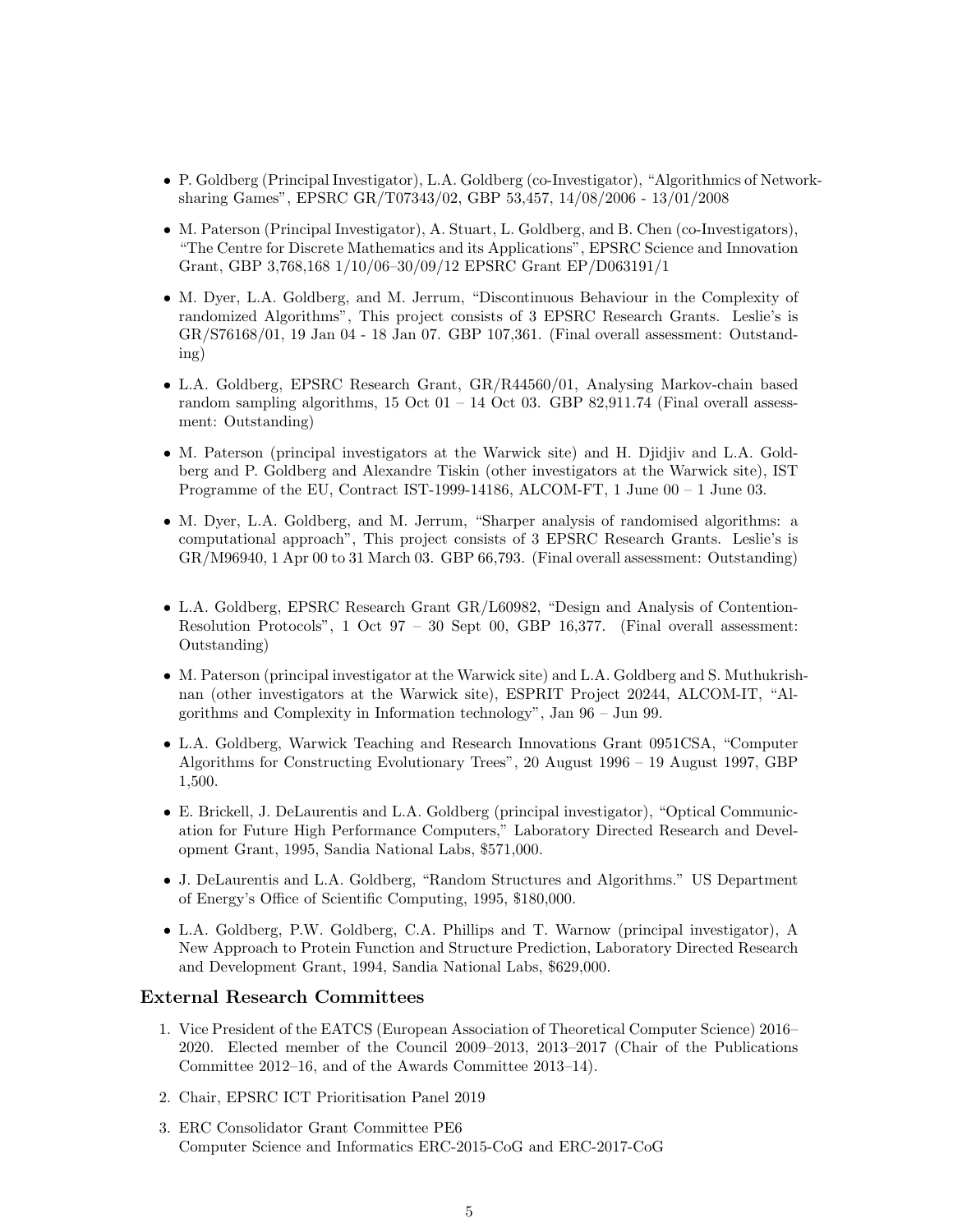- P. Goldberg (Principal Investigator), L.A. Goldberg (co-Investigator), "Algorithmics of Network-sharing Games", EPSRC GR/T07343/02, GBP 53,457, 14/08/2006 - 13/01/2008
- M. Paterson (Principal Investigator), A. Stuart, L. Goldberg, and B. Chen (co-Investigators), "The Centre for Discrete Mathematics and its Applications", EPSRC Science and Innovation Grant, GBP 3,768,168 1/10/06–30/09/12 EPSRC Grant EP/D063191/1
- M. Dyer, L.A. Goldberg, and M. Jerrum, "Discontinuous Behaviour in the Complexity of randomized Algorithms", This project consists of 3 EPSRC Research Grants. Leslie's is GR/S76168/01, 19 Jan 04 - 18 Jan 07. GBP 107,361. (Final overall assessment: Outstanding)
- L.A. Goldberg, EPSRC Research Grant, GR/R44560/01, Analysing Markov-chain based random sampling algorithms, 15 Oct 01 – 14 Oct 03. GBP 82,911.74 (Final overall assessment: Outstanding)
- M. Paterson (principal investigators at the Warwick site) and H. Djidjiv and L.A. Goldberg and P. Goldberg and Alexandre Tiskin (other investigators at the Warwick site), IST Programme of the EU, Contract IST-1999-14186, ALCOM-FT, 1 June 00 – 1 June 03.
- M. Dyer, L.A. Goldberg, and M. Jerrum, "Sharper analysis of randomised algorithms: a computational approach", This project consists of 3 EPSRC Research Grants. Leslie's is GR/M96940, 1 Apr 00 to 31 March 03. GBP 66,793. (Final overall assessment: Outstanding)
- L.A. Goldberg, EPSRC Research Grant GR/L60982, "Design and Analysis of Contention-Resolution Protocols", 1 Oct 97 – 30 Sept 00, GBP 16,377. (Final overall assessment: Outstanding)
- M. Paterson (principal investigator at the Warwick site) and L.A. Goldberg and S. Muthukrishnan (other investigators at the Warwick site), ESPRIT Project 20244, ALCOM-IT, "Algorithms and Complexity in Information technology", Jan 96 – Jun 99.
- L.A. Goldberg, Warwick Teaching and Research Innovations Grant 0951CSA, "Computer Algorithms for Constructing Evolutionary Trees", 20 August 1996 – 19 August 1997, GBP 1,500.
- E. Brickell, J. DeLaurentis and L.A. Goldberg (principal investigator), "Optical Communication for Future High Performance Computers," Laboratory Directed Research and Development Grant, 1995, Sandia National Labs, $571,000.
- J. DeLaurentis and L.A. Goldberg, "Random Structures and Algorithms." US Department of Energy's Office of Scientific Computing, 1995, $180,000.
- L.A. Goldberg, P.W. Goldberg, C.A. Phillips and T. Warnow (principal investigator), A New Approach to Protein Function and Structure Prediction, Laboratory Directed Research and Development Grant, 1994, Sandia National Labs, $629,000.

## External Research Committees

1. Vice President of the EATCS (European Association of Theoretical Computer Science) 2016–2020. Elected member of the Council 2009–2013, 2013–2017 (Chair of the Publications Committee 2012–16, and of the Awards Committee 2013–14).
2. Chair, EPSRC ICT Prioritisation Panel 2019
3. ERC Consolidator Grant Committee PE6
   Computer Science and Informatics ERC-2015-CoG and ERC-2017-CoG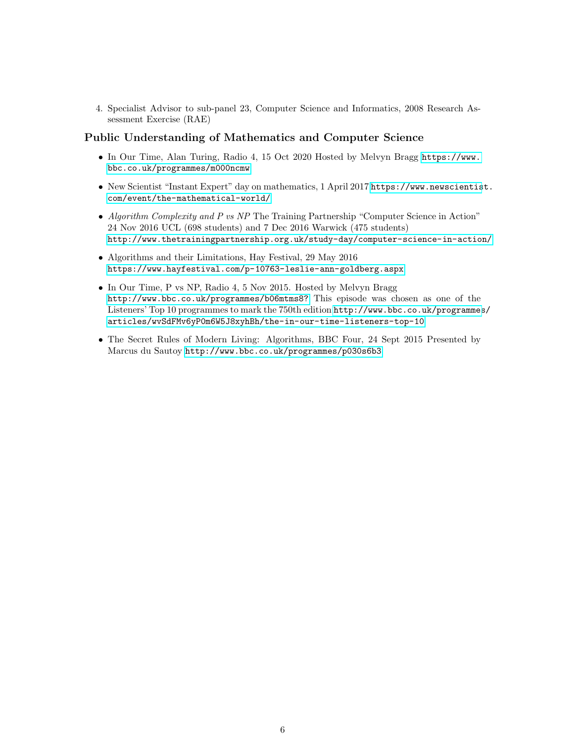4. Specialist Advisor to sub-panel 23, Computer Science and Informatics, 2008 Research Assessment Exercise (RAE)

## Public Understanding of Mathematics and Computer Science

- In Our Time, Alan Turing, Radio 4, 15 Oct 2020 Hosted by Melvyn Bragg https://www.bbc.co.uk/programmes/m000ncmw
- New Scientist "Instant Expert" day on mathematics, 1 April 2017 https://www.newscientist.com/event/the-mathematical-world/
- *Algorithm Complexity and P vs NP* The Training Partnership "Computer Science in Action" 24 Nov 2016 UCL (698 students) and 7 Dec 2016 Warwick (475 students) http://www.thetrainingpartnership.org.uk/study-day/computer-science-in-action/
- Algorithms and their Limitations, Hay Festival, 29 May 2016 https://www.hayfestival.com/p-10763-leslie-ann-goldberg.aspx
- In Our Time, P vs NP, Radio 4, 5 Nov 2015. Hosted by Melvyn Bragg http://www.bbc.co.uk/programmes/b06mtms8? This episode was chosen as one of the Listeners' Top 10 programmes to mark the 750th edition http://www.bbc.co.uk/programmes/articles/wvSdFMv6yP0m6W5J8xyhBh/the-in-our-time-listeners-top-10
- The Secret Rules of Modern Living: Algorithms, BBC Four, 24 Sept 2015 Presented by Marcus du Sautoy http://www.bbc.co.uk/programmes/p030s6b3